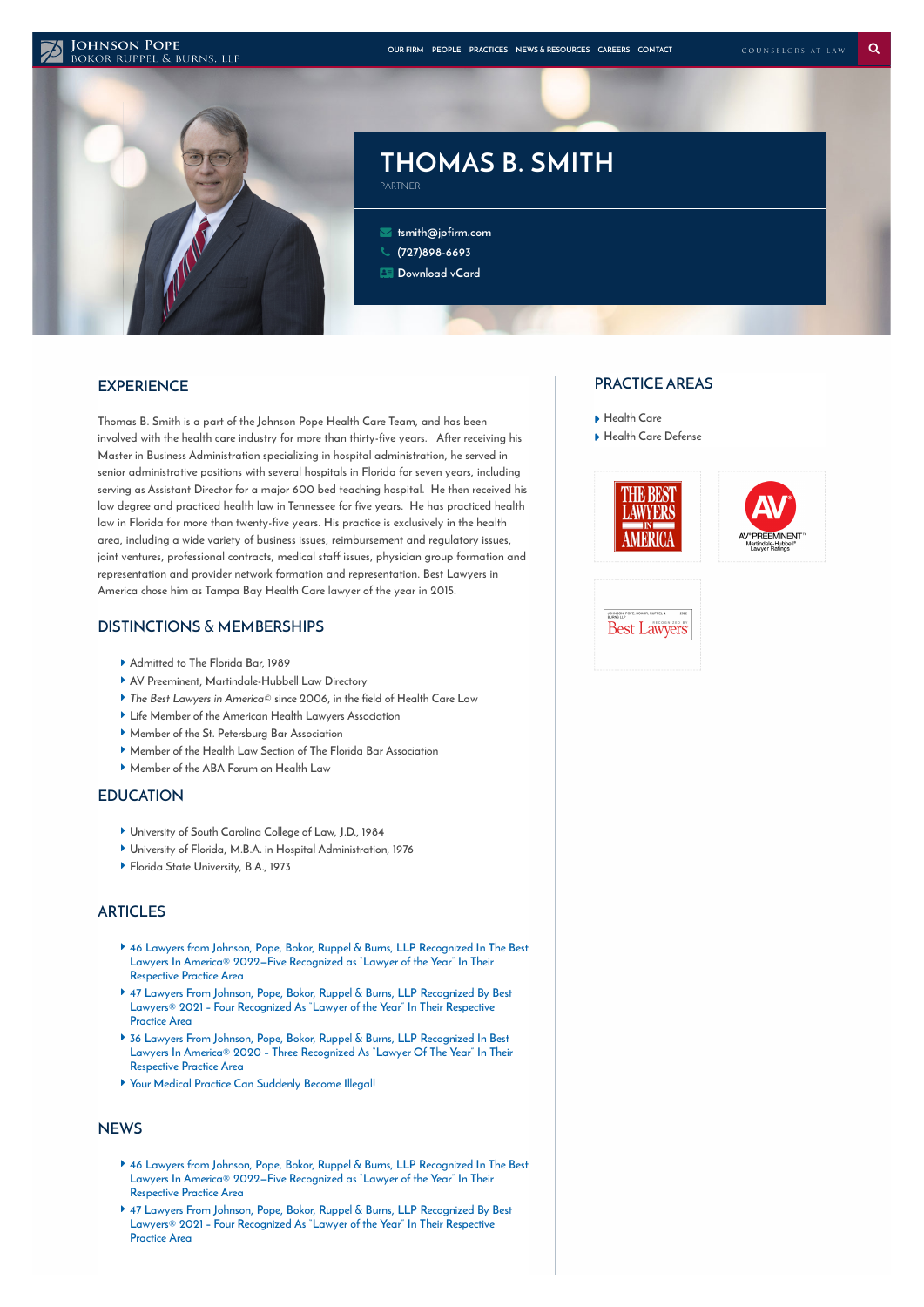JOHNSON POPE
BOKOR RUPPEL & BURNS, LLP

OUR FIRM PEOPLE PRACTICES NEWS & RESOURCES CAREERS CONTACT

COUNSELORS AT LAW

# THOMAS B. SMITH

PARTNER

tsmith@jpfirm.com

(727)898-6693

Download vCard

## EXPERIENCE

Thomas B. Smith is a part of the Johnson Pope Health Care Team, and has been involved with the health care industry for more than thirty-five years. After receiving his Master in Business Administration specializing in hospital administration, he served in senior administrative positions with several hospitals in Florida for seven years, including serving as Assistant Director for a major 600 bed teaching hospital. He then received his law degree and practiced health law in Tennessee for five years. He has practiced health law in Florida for more than twenty-five years. His practice is exclusively in the health area, including a wide variety of business issues, reimbursement and regulatory issues, joint ventures, professional contracts, medical staff issues, physician group formation and representation and provider network formation and representation. Best Lawyers in America chose him as Tampa Bay Health Care lawyer of the year in 2015.

## DISTINCTIONS & MEMBERSHIPS

- Admitted to The Florida Bar, 1989
- AV Preeminent, Martindale-Hubbell Law Directory
- *The Best Lawyers in America©* since 2006, in the field of Health Care Law
- Life Member of the American Health Lawyers Association
- Member of the St. Petersburg Bar Association
- Member of the Health Law Section of The Florida Bar Association
- Member of the ABA Forum on Health Law

## EDUCATION

- University of South Carolina College of Law, J.D., 1984
- University of Florida, M.B.A. in Hospital Administration, 1976
- Florida State University, B.A., 1973

## ARTICLES

- 46 Lawyers from Johnson, Pope, Bokor, Ruppel & Burns, LLP Recognized In The Best Lawyers In America® 2022—Five Recognized as "Lawyer of the Year" In Their Respective Practice Area
- 47 Lawyers From Johnson, Pope, Bokor, Ruppel & Burns, LLP Recognized By Best Lawyers® 2021 – Four Recognized As "Lawyer of the Year" In Their Respective Practice Area
- 36 Lawyers From Johnson, Pope, Bokor, Ruppel & Burns, LLP Recognized In Best Lawyers In America® 2020 – Three Recognized As "Lawyer Of The Year" In Their Respective Practice Area
- Your Medical Practice Can Suddenly Become Illegal!

## NEWS

- 46 Lawyers from Johnson, Pope, Bokor, Ruppel & Burns, LLP Recognized In The Best Lawyers In America® 2022—Five Recognized as "Lawyer of the Year" In Their Respective Practice Area
- 47 Lawyers From Johnson, Pope, Bokor, Ruppel & Burns, LLP Recognized By Best Lawyers® 2021 – Four Recognized As "Lawyer of the Year" In Their Respective Practice Area

## PRACTICE AREAS

- Health Care
- Health Care Defense

THE BEST LAWYERS IN AMERICA

AV PREEMINENT™ Martindale-Hubbell® Lawyer Ratings

JOHNSON, POPE, BOKOR, RUPPEL & BURNS LLP 2022 RECOGNIZED BY Best Lawyers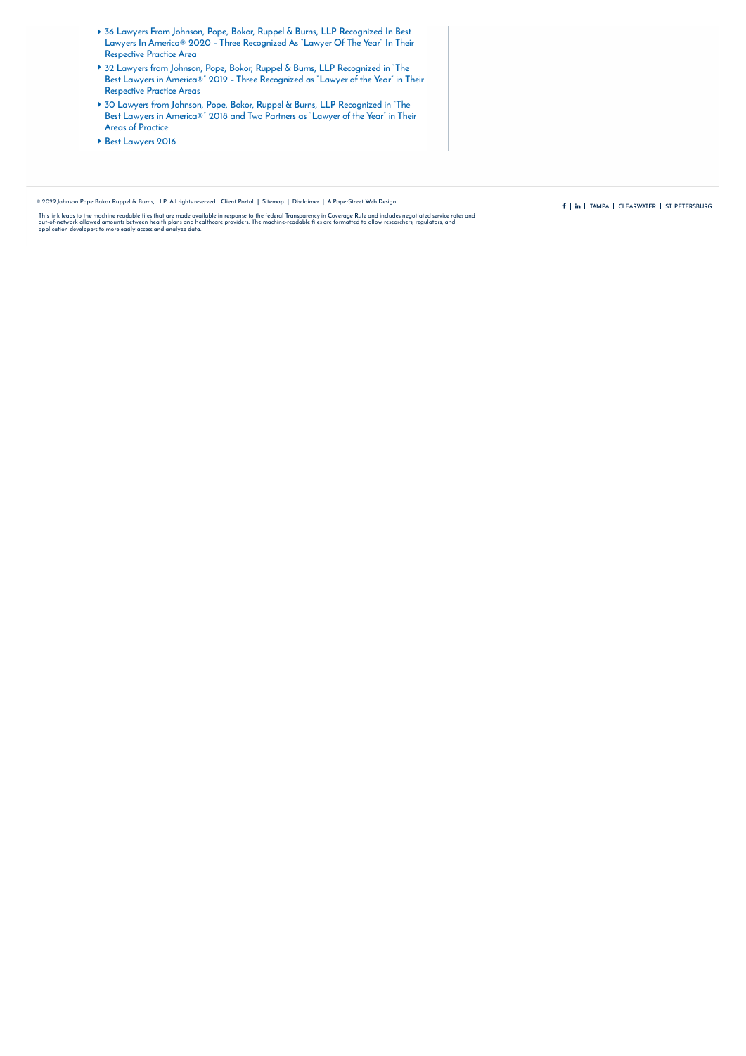- 36 Lawyers From Johnson, Pope, Bokor, Ruppel & Burns, LLP Recognized In Best Lawyers In America® 2020 – Three Recognized As "Lawyer Of The Year" In Their Respective Practice Area
- 32 Lawyers from Johnson, Pope, Bokor, Ruppel & Burns, LLP Recognized in "The Best Lawyers in America®" 2019 – Three Recognized as "Lawyer of the Year" in Their Respective Practice Areas
- 30 Lawyers from Johnson, Pope, Bokor, Ruppel & Burns, LLP Recognized in "The Best Lawyers in America®" 2018 and Two Partners as "Lawyer of the Year" in Their Areas of Practice
- Best Lawyers 2016

© 2022 Johnson Pope Bokor Ruppel & Burns, LLP. All rights reserved. Client Portal | Sitemap | Disclaimer | A PaperStreet Web Design

f | in | TAMPA | CLEARWATER | ST. PETERSBURG

This link leads to the machine readable files that are made available in response to the federal Transparency in Coverage Rule and includes negotiated service rates and out-of-network allowed amounts between health plans and healthcare providers. The machine-readable files are formatted to allow researchers, regulators, and application developers to more easily access and analyze data.